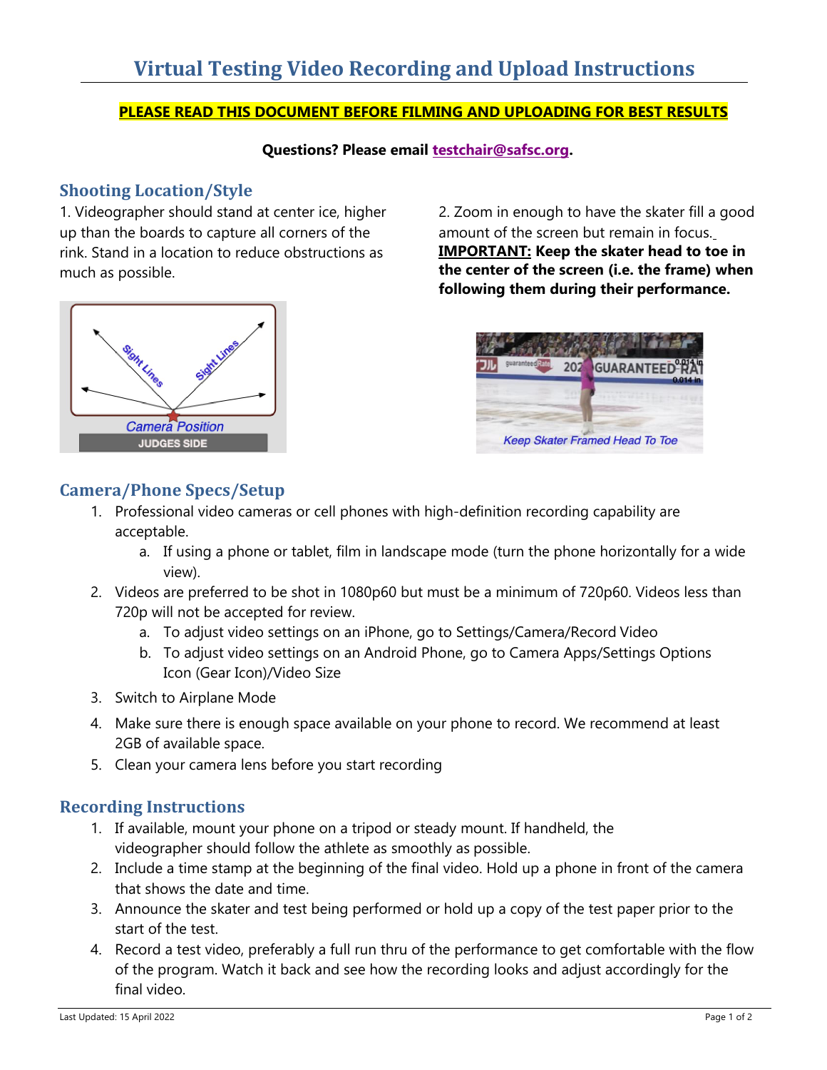# Virtual Testing Video Recording and Upload Instructions

**PLEASE READ THIS DOCUMENT BEFORE FILMING AND UPLOADING FOR BEST RESULTS**

**Questions? Please email testchair@safsc.org.**

## Shooting Location/Style

1. Videographer should stand at center ice, higher up than the boards to capture all corners of the rink. Stand in a location to reduce obstructions as much as possible.

2. Zoom in enough to have the skater fill a good amount of the screen but remain in focus.
**IMPORTANT: Keep the skater head to toe in the center of the screen (i.e. the frame) when following them during their performance.**

## Camera/Phone Specs/Setup

1. Professional video cameras or cell phones with high-definition recording capability are acceptable.
    a. If using a phone or tablet, film in landscape mode (turn the phone horizontally for a wide view).
2. Videos are preferred to be shot in 1080p60 but must be a minimum of 720p60. Videos less than 720p will not be accepted for review.
    a. To adjust video settings on an iPhone, go to Settings/Camera/Record Video
    b. To adjust video settings on an Android Phone, go to Camera Apps/Settings Options Icon (Gear Icon)/Video Size
3. Switch to Airplane Mode
4. Make sure there is enough space available on your phone to record. We recommend at least 2GB of available space.
5. Clean your camera lens before you start recording

## Recording Instructions

1. If available, mount your phone on a tripod or steady mount. If handheld, the videographer should follow the athlete as smoothly as possible.
2. Include a time stamp at the beginning of the final video. Hold up a phone in front of the camera that shows the date and time.
3. Announce the skater and test being performed or hold up a copy of the test paper prior to the start of the test.
4. Record a test video, preferably a full run thru of the performance to get comfortable with the flow of the program. Watch it back and see how the recording looks and adjust accordingly for the final video.

Last Updated: 15 April 2022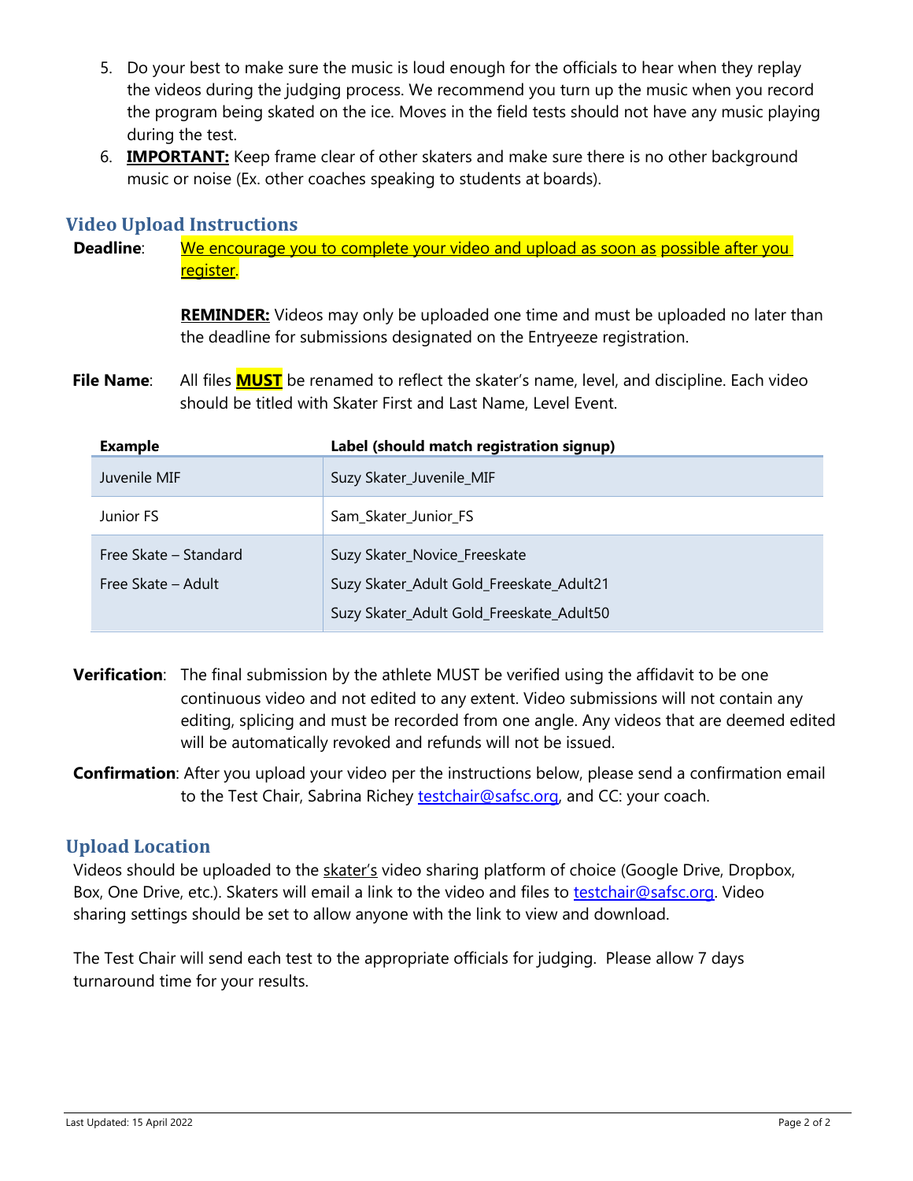5. Do your best to make sure the music is loud enough for the officials to hear when they replay the videos during the judging process. We recommend you turn up the music when you record the program being skated on the ice. Moves in the field tests should not have any music playing during the test.
6. **IMPORTANT:** Keep frame clear of other skaters and make sure there is no other background music or noise (Ex. other coaches speaking to students at boards).

## Video Upload Instructions

**Deadline**: We encourage you to complete your video and upload as soon as possible after you register.

**REMINDER:** Videos may only be uploaded one time and must be uploaded no later than the deadline for submissions designated on the Entryeeze registration.

**File Name**: All files **MUST** be renamed to reflect the skater's name, level, and discipline. Each video should be titled with Skater First and Last Name, Level Event.

| Example | Label (should match registration signup) |
|---|---|
| Juvenile MIF | Suzy Skater_Juvenile_MIF |
| Junior FS | Sam_Skater_Junior_FS |
| Free Skate – Standard<br>Free Skate – Adult | Suzy Skater_Novice_Freeskate<br>Suzy Skater_Adult Gold_Freeskate_Adult21<br>Suzy Skater_Adult Gold_Freeskate_Adult50 |

**Verification**: The final submission by the athlete MUST be verified using the affidavit to be one continuous video and not edited to any extent. Video submissions will not contain any editing, splicing and must be recorded from one angle. Any videos that are deemed edited will be automatically revoked and refunds will not be issued.

**Confirmation**: After you upload your video per the instructions below, please send a confirmation email to the Test Chair, Sabrina Richey testchair@safsc.org, and CC: your coach.

## Upload Location

Videos should be uploaded to the skater's video sharing platform of choice (Google Drive, Dropbox, Box, One Drive, etc.). Skaters will email a link to the video and files to testchair@safsc.org. Video sharing settings should be set to allow anyone with the link to view and download.

The Test Chair will send each test to the appropriate officials for judging. Please allow 7 days turnaround time for your results.

Last Updated: 15 April 2022